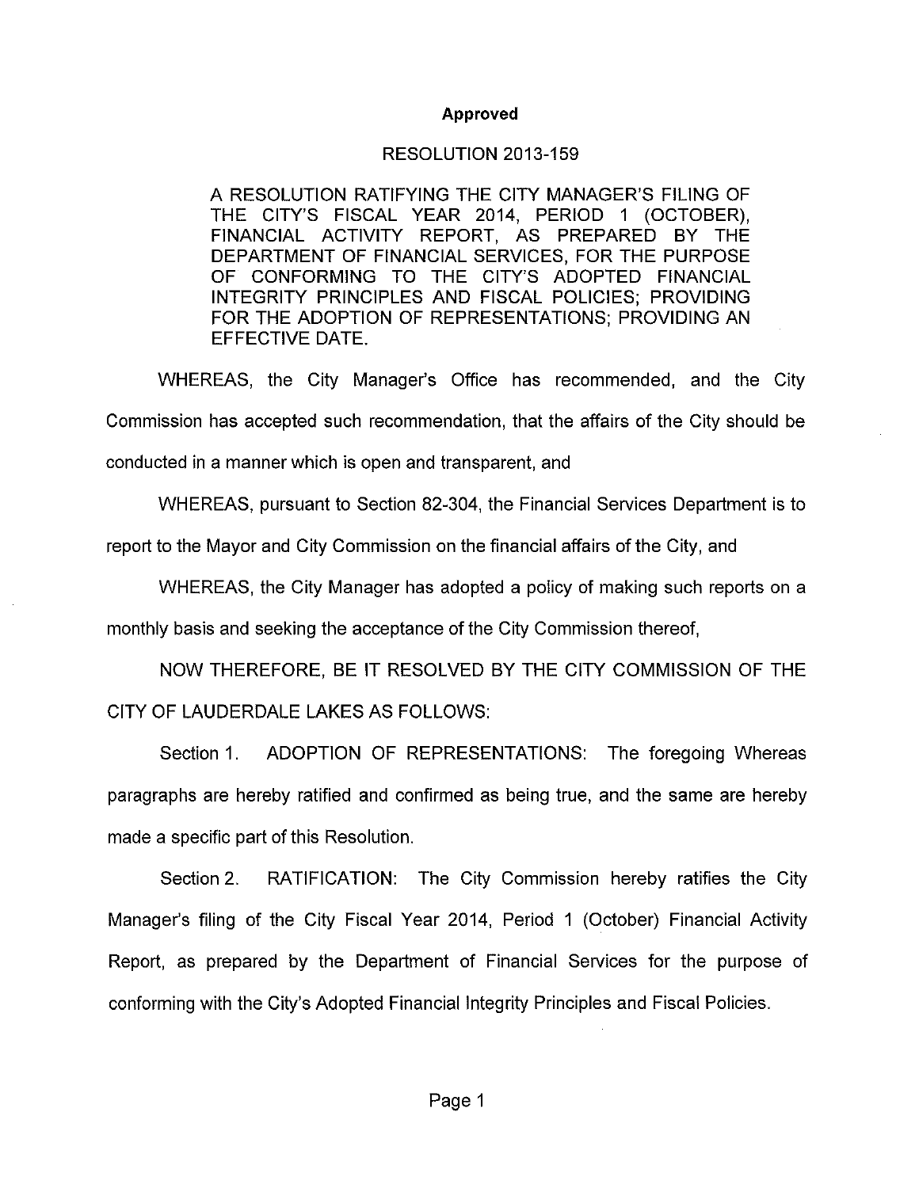**Approved**

RESOLUTION 2013-159

A RESOLUTION RATIFYING THE CITY MANAGER'S FILING OF THE CITY'S FISCAL YEAR 2014, PERIOD 1 (OCTOBER), FINANCIAL ACTIVITY REPORT, AS PREPARED BY THE DEPARTMENT OF FINANCIAL SERVICES, FOR THE PURPOSE OF CONFORMING TO THE CITY'S ADOPTED FINANCIAL INTEGRITY PRINCIPLES AND FISCAL POLICIES; PROVIDING FOR THE ADOPTION OF REPRESENTATIONS; PROVIDING AN EFFECTIVE DATE.

WHEREAS, the City Manager's Office has recommended, and the City Commission has accepted such recommendation, that the affairs of the City should be conducted in a manner which is open and transparent, and

WHEREAS, pursuant to Section 82-304, the Financial Services Department is to report to the Mayor and City Commission on the financial affairs of the City, and

WHEREAS, the City Manager has adopted a policy of making such reports on a monthly basis and seeking the acceptance of the City Commission thereof,

NOW THEREFORE, BE IT RESOLVED BY THE CITY COMMISSION OF THE CITY OF LAUDERDALE LAKES AS FOLLOWS:

Section 1. ADOPTION OF REPRESENTATIONS: The foregoing Whereas paragraphs are hereby ratified and confirmed as being true, and the same are hereby made a specific part of this Resolution.

Section 2. RATIFICATION: The City Commission hereby ratifies the City Manager's filing of the City Fiscal Year 2014, Period 1 (October) Financial Activity Report, as prepared by the Department of Financial Services for the purpose of conforming with the City's Adopted Financial Integrity Principles and Fiscal Policies.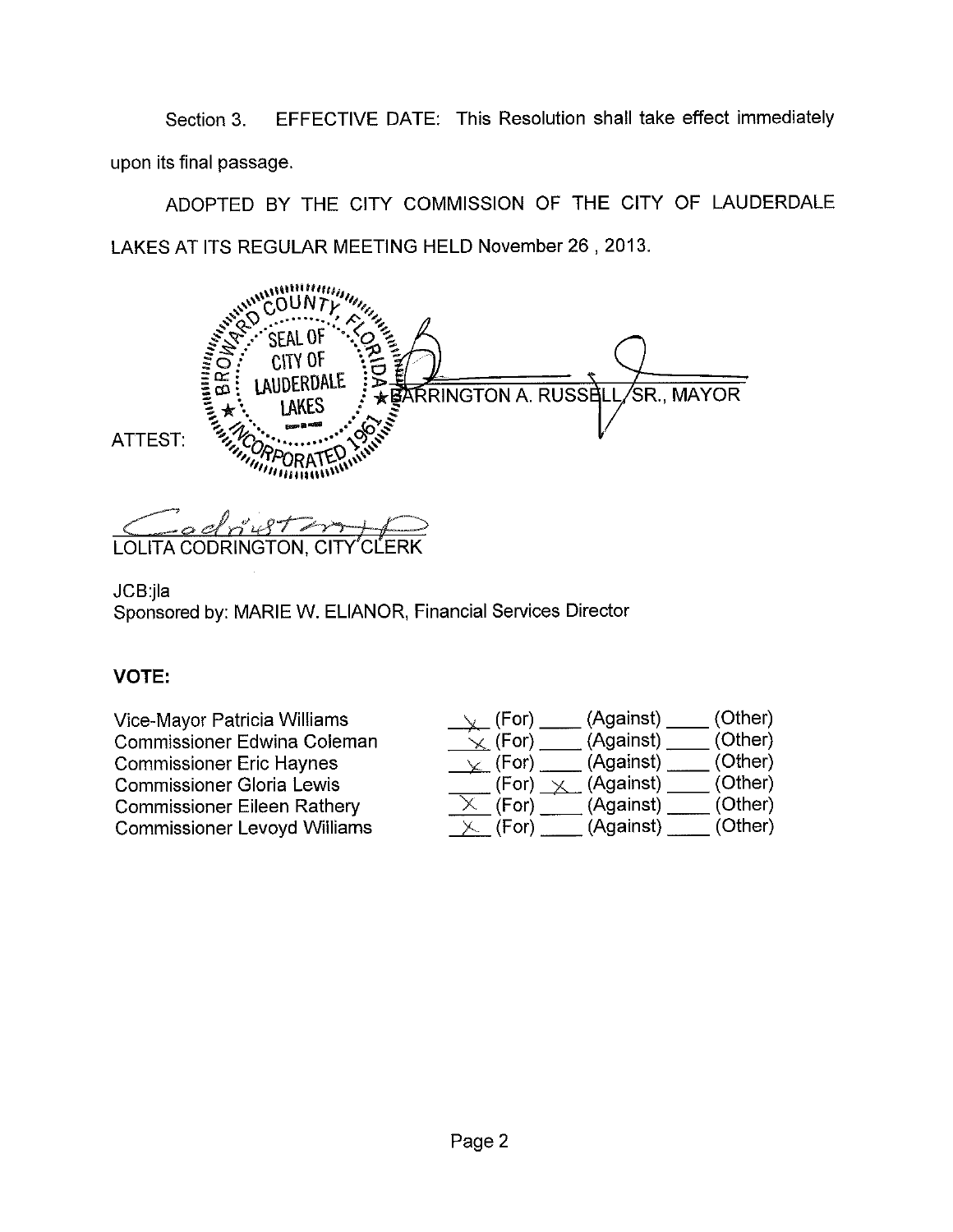Section 3. EFFECTIVE DATE: This Resolution shall take effect immediately upon its final passage.

ADOPTED BY THE CITY COMMISSION OF THE CITY OF LAUDERDALE LAKES AT ITS REGULAR MEETING HELD November 26 , 2013.

BARRINGTON A. RUSSELL, SR., MAYOR

ATTEST:

LOLITA CODRINGTON, CITY CLERK

JCB:jla
Sponsored by: MARIE W. ELIANOR, Financial Services Director

**VOTE:**

| | | | |
|---|---|---|---|
| Vice-Mayor Patricia Williams | X (For) | ____ (Against) | ____ (Other) |
| Commissioner Edwina Coleman | X (For) | ____ (Against) | ____ (Other) |
| Commissioner Eric Haynes | X (For) | ____ (Against) | ____ (Other) |
| Commissioner Gloria Lewis | ____ (For) | X (Against) | ____ (Other) |
| Commissioner Eileen Rathery | X (For) | ____ (Against) | ____ (Other) |
| Commissioner Levoyd Williams | X (For) | ____ (Against) | ____ (Other) |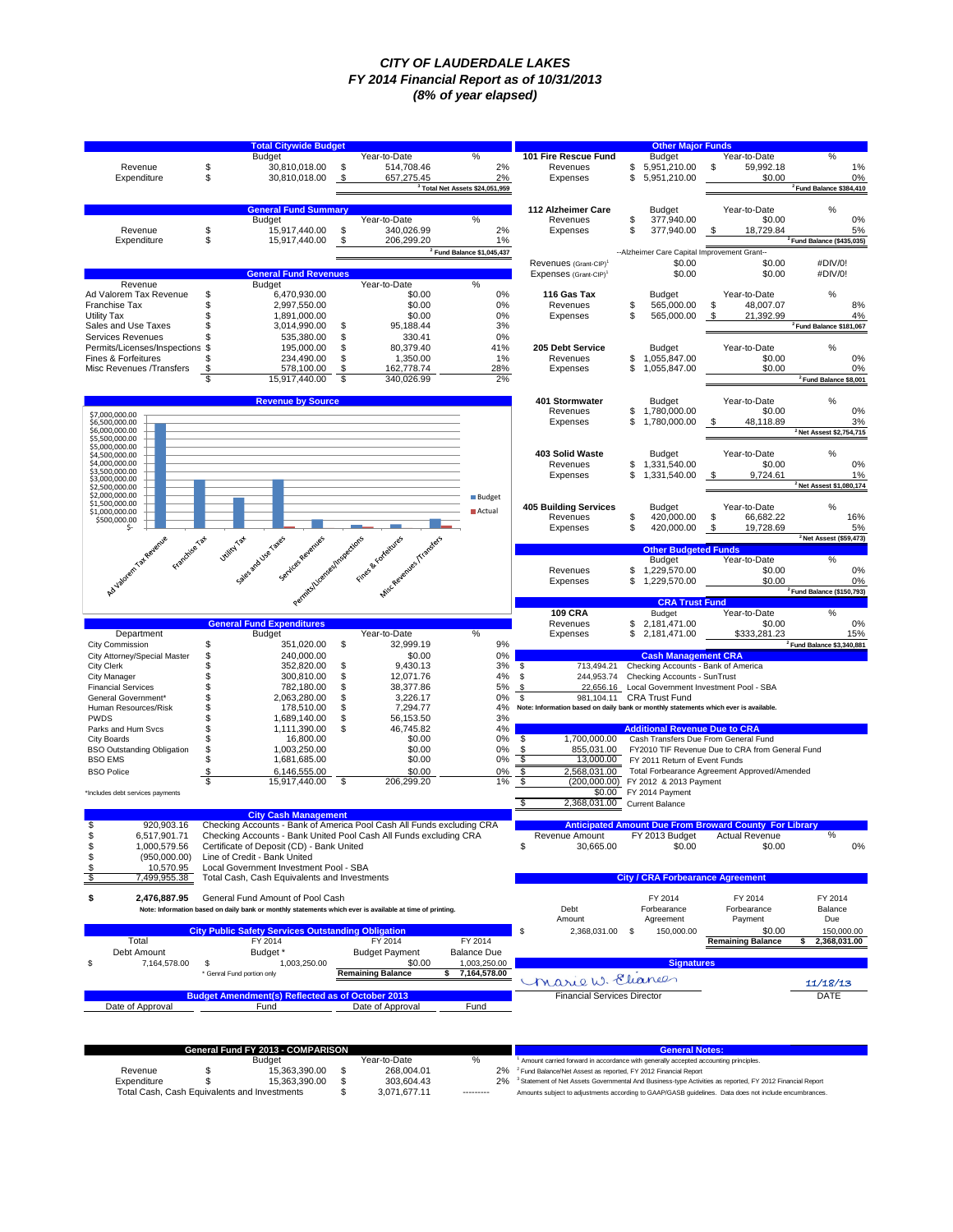# CITY OF LAUDERDALE LAKES
## FY 2014 Financial Report as of 10/31/2013
### (8% of year elapsed)

## Total Citywide Budget

| | Budget | Year-to-Date | % |
|---|---|---|---|
| Revenue | $ 30,810,018.00 | $ 514,708.46 | 2% |
| Expenditure | $ 30,810,018.00 | $ 657,275.45 | 2% |

[3] Total Net Assets $24,051,959

## General Fund Summary

| | Budget | Year-to-Date | % |
|---|---|---|---|
| Revenue | $ 15,917,440.00 | $ 340,026.99 | 2% |
| Expenditure | $ 15,917,440.00 | $ 206,299.20 | 1% |

[2] Fund Balance $1,045,437

## General Fund Revenues

| Revenue | Budget | Year-to-Date | % |
|---|---|---|---|
| Ad Valorem Tax Revenue | $ 6,470,930.00 | $0.00 | 0% |
| Franchise Tax | $ 2,997,550.00 | $0.00 | 0% |
| Utility Tax | $ 1,891,000.00 | $0.00 | 0% |
| Sales and Use Taxes | $ 3,014,990.00 | $ 95,188.44 | 3% |
| Services Revenues | $ 535,380.00 | $ 330.41 | 0% |
| Permits/Licenses/Inspections | $ 195,000.00 | $ 80,379.40 | 41% |
| Fines & Forfeitures | $ 234,490.00 | $ 1,350.00 | 1% |
| Misc Revenues /Transfers | $ 578,100.00 | $ 162,778.74 | 28% |
| | $ 15,917,440.00 | $ 340,026.99 | 2% |

## Revenue by Source

$7,000,000.00
$6,500,000.00
$6,000,000.00
$5,500,000.00
$5,000,000.00
$4,500,000.00
$4,000,000.00
$3,500,000.00
$3,000,000.00
$2,500,000.00
$2,000,000.00
$1,500,000.00
$1,000,000.00
$500,000.00
$-

Budget
Actual

Ad Valorem Tax Revenue, Franchise Tax, Utility Tax, Sales and Use Taxes, Services Revenues, Permits/Licenses/Inspections, Fines & Forfeitures, Misc Revenues /Transfers

## General Fund Expenditures

| Department | Budget | Year-to-Date | % |
|---|---|---|---|
| City Commission | $ 351,020.00 | $ 32,999.19 | 9% |
| City Attorney/Special Master | $ 240,000.00 | $0.00 | 0% |
| City Clerk | $ 352,820.00 | $ 9,430.13 | 3% |
| City Manager | $ 300,810.00 | $ 12,071.76 | 4% |
| Financial Services | $ 782,180.00 | $ 38,377.86 | 5% |
| General Government* | $ 2,063,280.00 | $ 3,226.17 | 0% |
| Human Resources/Risk | $ 178,510.00 | $ 7,294.77 | 4% |
| PWDS | $ 1,689,140.00 | $ 56,153.50 | 3% |
| Parks and Hum Svcs | $ 1,111,390.00 | $ 46,745.82 | 4% |
| City Boards | $ 16,800.00 | $0.00 | 0% |
| BSO Outstanding Obligation | $ 1,003,250.00 | $0.00 | 0% |
| BSO EMS | $ 1,681,685.00 | $0.00 | 0% |
| BSO Police | $ 6,146,555.00 | $0.00 | 0% |
| | $ 15,917,440.00 | $ 206,299.20 | 1% |

*Includes debt services payments

## City Cash Management

| | |
|---|---|
| $ 920,903.16 | Checking Accounts - Bank of America Pool Cash All Funds excluding CRA |
| $ 6,517,901.71 | Checking Accounts - Bank United Pool Cash All Funds excluding CRA |
| $ 1,000,579.56 | Certificate of Deposit (CD) - Bank United |
| $ (950,000.00) | Line of Credit - Bank United |
| $ 10,570.95 | Local Government Investment Pool - SBA |
| $ 7,499,955.38 | Total Cash, Cash Equivalents and Investments |

**$ 2,476,887.95** General Fund Amount of Pool Cash

Note: Information based on daily bank or monthly statements which ever is available at time of printing.

## City Public Safety Services Outstanding Obligation

| Total Debt Amount | FY 2014 Budget * | FY 2014 Budget Payment | FY 2014 Balance Due |
|---|---|---|---|
| $ 7,164,578.00 | $ 1,003,250.00 | $0.00 | 1,003,250.00 |
| | | Remaining Balance | $ 7,164,578.00 |

* Genral Fund portion only

## Budget Amendment(s) Reflected as of October 2013

| Date of Approval | Fund | Date of Approval | Fund |
|---|---|---|---|

## Other Major Funds

| 101 Fire Rescue Fund | Budget | Year-to-Date | % |
|---|---|---|---|
| Revenues | $ 5,951,210.00 | $ 59,992.18 | 1% |
| Expenses | $ 5,951,210.00 | $0.00 | 0% |

[2] Fund Balance $384,410

| 112 Alzheimer Care | Budget | Year-to-Date | % |
|---|---|---|---|
| Revenues | $ 377,940.00 | $0.00 | 0% |
| Expenses | $ 377,940.00 | $ 18,729.84 | 5% |

[2] Fund Balance ($435,035)

--Alzheimer Care Capital Improvement Grant--

| | | | |
|---|---|---|---|
| Revenues (Grant-CIP)[1] | $0.00 | $0.00 | #DIV/0! |
| Expenses (Grant-CIP)[1] | $0.00 | $0.00 | #DIV/0! |

| 116 Gas Tax | Budget | Year-to-Date | % |
|---|---|---|---|
| Revenues | $ 565,000.00 | $ 48,007.07 | 8% |
| Expenses | $ 565,000.00 | $ 21,392.99 | 4% |

[2] Fund Balance $181,067

| 205 Debt Service | Budget | Year-to-Date | % |
|---|---|---|---|
| Revenues | $ 1,055,847.00 | $0.00 | 0% |
| Expenses | $ 1,055,847.00 | $0.00 | 0% |

[2] Fund Balance $8,001

| 401 Stormwater | Budget | Year-to-Date | % |
|---|---|---|---|
| Revenues | $ 1,780,000.00 | $0.00 | 0% |
| Expenses | $ 1,780,000.00 | $ 48,118.89 | 3% |

[2] Net Assest $2,754,715

| 403 Solid Waste | Budget | Year-to-Date | % |
|---|---|---|---|
| Revenues | $ 1,331,540.00 | $0.00 | 0% |
| Expenses | $ 1,331,540.00 | $ 9,724.61 | 1% |

[2] Net Assest $1,080,174

| 405 Building Services | Budget | Year-to-Date | % |
|---|---|---|---|
| Revenues | $ 420,000.00 | $ 66,682.22 | 16% |
| Expenses | $ 420,000.00 | $ 19,728.69 | 5% |

[2] Net Assest ($59,473)

## Other Budgeted Funds

| | Budget | Year-to-Date | % |
|---|---|---|---|
| Revenues | $ 1,229,570.00 | $0.00 | 0% |
| Expenses | $ 1,229,570.00 | $0.00 | 0% |

[2] Fund Balance ($150,793)

## CRA Trust Fund

| 109 CRA | Budget | Year-to-Date | % |
|---|---|---|---|
| Revenues | $ 2,181,471.00 | $0.00 | 0% |
| Expenses | $ 2,181,471.00 | $333,281.23 | 15% |

[2] Fund Balance $3,340,881

## Cash Management CRA

| | |
|---|---|
| $ 713,494.21 | Checking Accounts - Bank of America |
| 244,953.74 | Checking Accounts - SunTrust |
| $ 22,656.16 | Local Government Investment Pool - SBA |
| $ 981,104.11 | CRA Trust Fund |

Note: Information based on daily bank or monthly statements which ever is available.

## Additional Revenue Due to CRA

| | |
|---|---|
| $ 1,700,000.00 | Cash Transfers Due From General Fund |
| $ 855,031.00 | FY2010 TIF Revenue Due to CRA from General Fund |
| $ 13,000.00 | FY 2011 Return of Event Funds |
| $ 2,568,031.00 | Total Forbearance Agreement Approved/Amended |
| $ (200,000.00) | FY 2012 & 2013 Payment |
| $0.00 | FY 2014 Payment |
| $ 2,368,031.00 | Current Balance |

## Anticipated Amount Due From Broward County For Library

| Revenue Amount | FY 2013 Budget | Actual Revenue | % |
|---|---|---|---|
| $ 30,665.00 | $0.00 | $0.00 | 0% |

## City / CRA Forbearance Agreement

| Debt Amount | FY 2014 Forbearance Agreement | FY 2014 Forbearance Payment | FY 2014 Balance Due |
|---|---|---|---|
| $ 2,368,031.00 | $ 150,000.00 | $0.00 | 150,000.00 |
| | | Remaining Balance | $ 2,368,031.00 |

## Signatures

Marie W. Elianor — 11/18/13

Financial Services Director — DATE

## General Fund FY 2013 - COMPARISON

| | Budget | Year-to-Date | % |
|---|---|---|---|
| Revenue | $ 15,363,390.00 | $ 268,004.01 | 2% |
| Expenditure | $ 15,363,390.00 | $ 303,604.43 | 2% |
| Total Cash, Cash Equivalents and Investments | | $ 3,071,677.11 | --------- |

## General Notes:

[1] Amount carried forward in accordance with generally accepted accounting principles.
[2] Fund Balance/Net Assest as reported, FY 2012 Financial Report
[3] Statement of Net Assets Governmental And Business-type Activities as reported, FY 2012 Financial Report
Amounts subject to adjustments according to GAAP/GASB guidelines. Data does not include encumbrances.